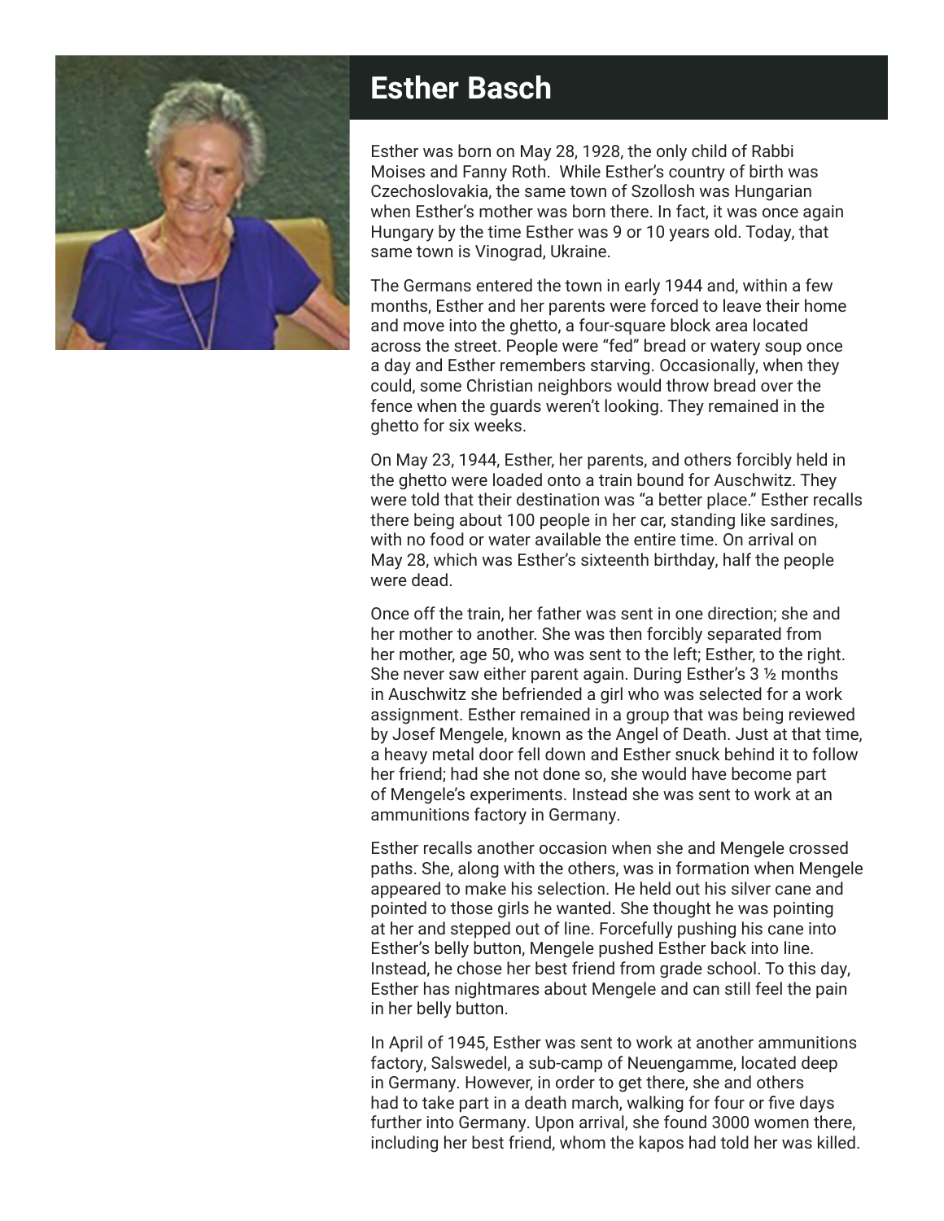# Esther Basch

Esther was born on May 28, 1928, the only child of Rabbi Moises and Fanny Roth.  While Esther's country of birth was Czechoslovakia, the same town of Szollosh was Hungarian when Esther's mother was born there. In fact, it was once again Hungary by the time Esther was 9 or 10 years old. Today, that same town is Vinograd, Ukraine.

The Germans entered the town in early 1944 and, within a few months, Esther and her parents were forced to leave their home and move into the ghetto, a four-square block area located across the street. People were "fed" bread or watery soup once a day and Esther remembers starving. Occasionally, when they could, some Christian neighbors would throw bread over the fence when the guards weren't looking. They remained in the ghetto for six weeks.

On May 23, 1944, Esther, her parents, and others forcibly held in the ghetto were loaded onto a train bound for Auschwitz. They were told that their destination was "a better place." Esther recalls there being about 100 people in her car, standing like sardines, with no food or water available the entire time. On arrival on May 28, which was Esther's sixteenth birthday, half the people were dead.

Once off the train, her father was sent in one direction; she and her mother to another. She was then forcibly separated from her mother, age 50, who was sent to the left; Esther, to the right. She never saw either parent again. During Esther's 3 ½ months in Auschwitz she befriended a girl who was selected for a work assignment. Esther remained in a group that was being reviewed by Josef Mengele, known as the Angel of Death. Just at that time, a heavy metal door fell down and Esther snuck behind it to follow her friend; had she not done so, she would have become part of Mengele's experiments. Instead she was sent to work at an ammunitions factory in Germany.

Esther recalls another occasion when she and Mengele crossed paths. She, along with the others, was in formation when Mengele appeared to make his selection. He held out his silver cane and pointed to those girls he wanted. She thought he was pointing at her and stepped out of line. Forcefully pushing his cane into Esther's belly button, Mengele pushed Esther back into line. Instead, he chose her best friend from grade school. To this day, Esther has nightmares about Mengele and can still feel the pain in her belly button.

In April of 1945, Esther was sent to work at another ammunitions factory, Salswedel, a sub-camp of Neuengamme, located deep in Germany. However, in order to get there, she and others had to take part in a death march, walking for four or five days further into Germany. Upon arrival, she found 3000 women there, including her best friend, whom the kapos had told her was killed.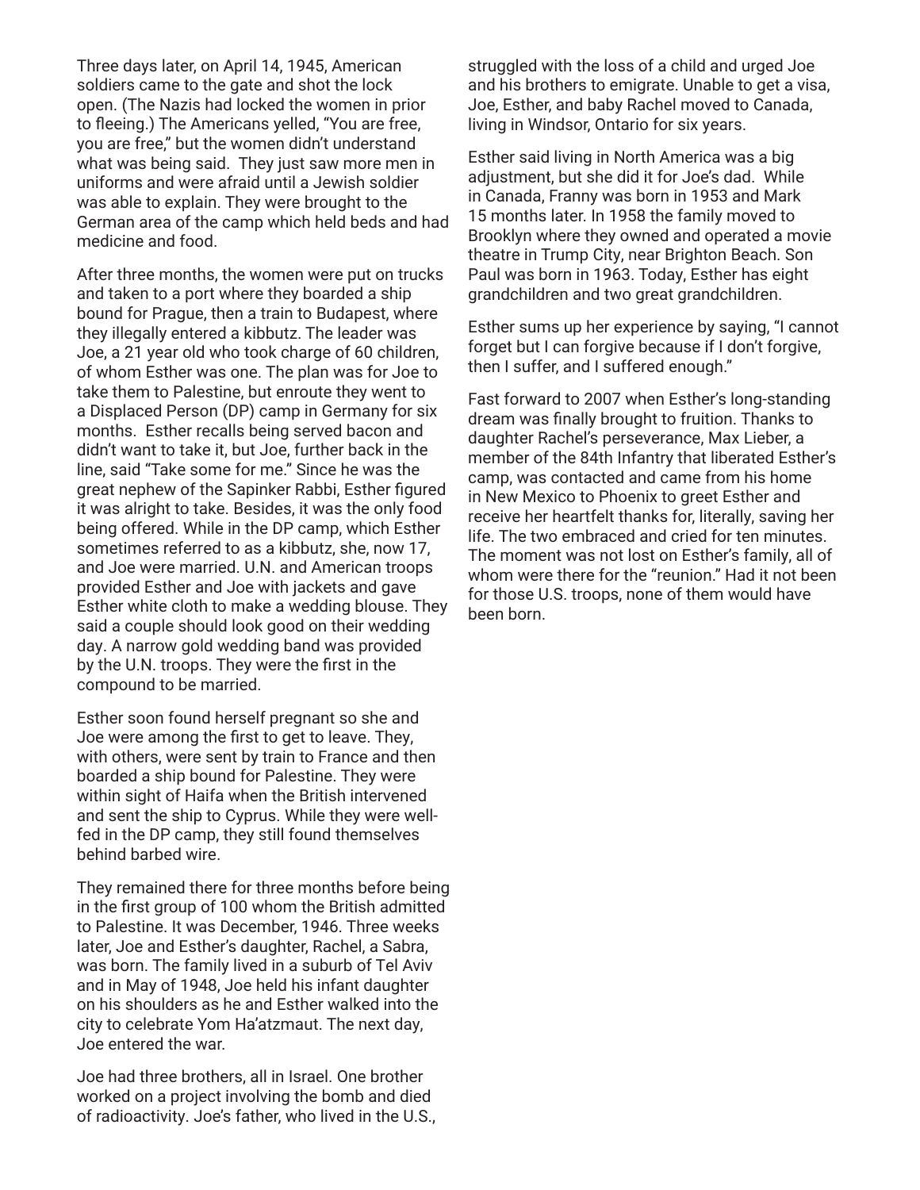Three days later, on April 14, 1945, American soldiers came to the gate and shot the lock open. (The Nazis had locked the women in prior to fleeing.) The Americans yelled, "You are free, you are free," but the women didn't understand what was being said. They just saw more men in uniforms and were afraid until a Jewish soldier was able to explain. They were brought to the German area of the camp which held beds and had medicine and food.

After three months, the women were put on trucks and taken to a port where they boarded a ship bound for Prague, then a train to Budapest, where they illegally entered a kibbutz. The leader was Joe, a 21 year old who took charge of 60 children, of whom Esther was one. The plan was for Joe to take them to Palestine, but enroute they went to a Displaced Person (DP) camp in Germany for six months. Esther recalls being served bacon and didn't want to take it, but Joe, further back in the line, said "Take some for me." Since he was the great nephew of the Sapinker Rabbi, Esther figured it was alright to take. Besides, it was the only food being offered. While in the DP camp, which Esther sometimes referred to as a kibbutz, she, now 17, and Joe were married. U.N. and American troops provided Esther and Joe with jackets and gave Esther white cloth to make a wedding blouse. They said a couple should look good on their wedding day. A narrow gold wedding band was provided by the U.N. troops. They were the first in the compound to be married.

Esther soon found herself pregnant so she and Joe were among the first to get to leave. They, with others, were sent by train to France and then boarded a ship bound for Palestine. They were within sight of Haifa when the British intervened and sent the ship to Cyprus. While they were well-fed in the DP camp, they still found themselves behind barbed wire.

They remained there for three months before being in the first group of 100 whom the British admitted to Palestine. It was December, 1946. Three weeks later, Joe and Esther's daughter, Rachel, a Sabra, was born. The family lived in a suburb of Tel Aviv and in May of 1948, Joe held his infant daughter on his shoulders as he and Esther walked into the city to celebrate Yom Ha'atzmaut. The next day, Joe entered the war.

Joe had three brothers, all in Israel. One brother worked on a project involving the bomb and died of radioactivity. Joe's father, who lived in the U.S., struggled with the loss of a child and urged Joe and his brothers to emigrate. Unable to get a visa, Joe, Esther, and baby Rachel moved to Canada, living in Windsor, Ontario for six years.

Esther said living in North America was a big adjustment, but she did it for Joe's dad. While in Canada, Franny was born in 1953 and Mark 15 months later. In 1958 the family moved to Brooklyn where they owned and operated a movie theatre in Trump City, near Brighton Beach. Son Paul was born in 1963. Today, Esther has eight grandchildren and two great grandchildren.

Esther sums up her experience by saying, "I cannot forget but I can forgive because if I don't forgive, then I suffer, and I suffered enough."

Fast forward to 2007 when Esther's long-standing dream was finally brought to fruition. Thanks to daughter Rachel's perseverance, Max Lieber, a member of the 84th Infantry that liberated Esther's camp, was contacted and came from his home in New Mexico to Phoenix to greet Esther and receive her heartfelt thanks for, literally, saving her life. The two embraced and cried for ten minutes. The moment was not lost on Esther's family, all of whom were there for the "reunion." Had it not been for those U.S. troops, none of them would have been born.